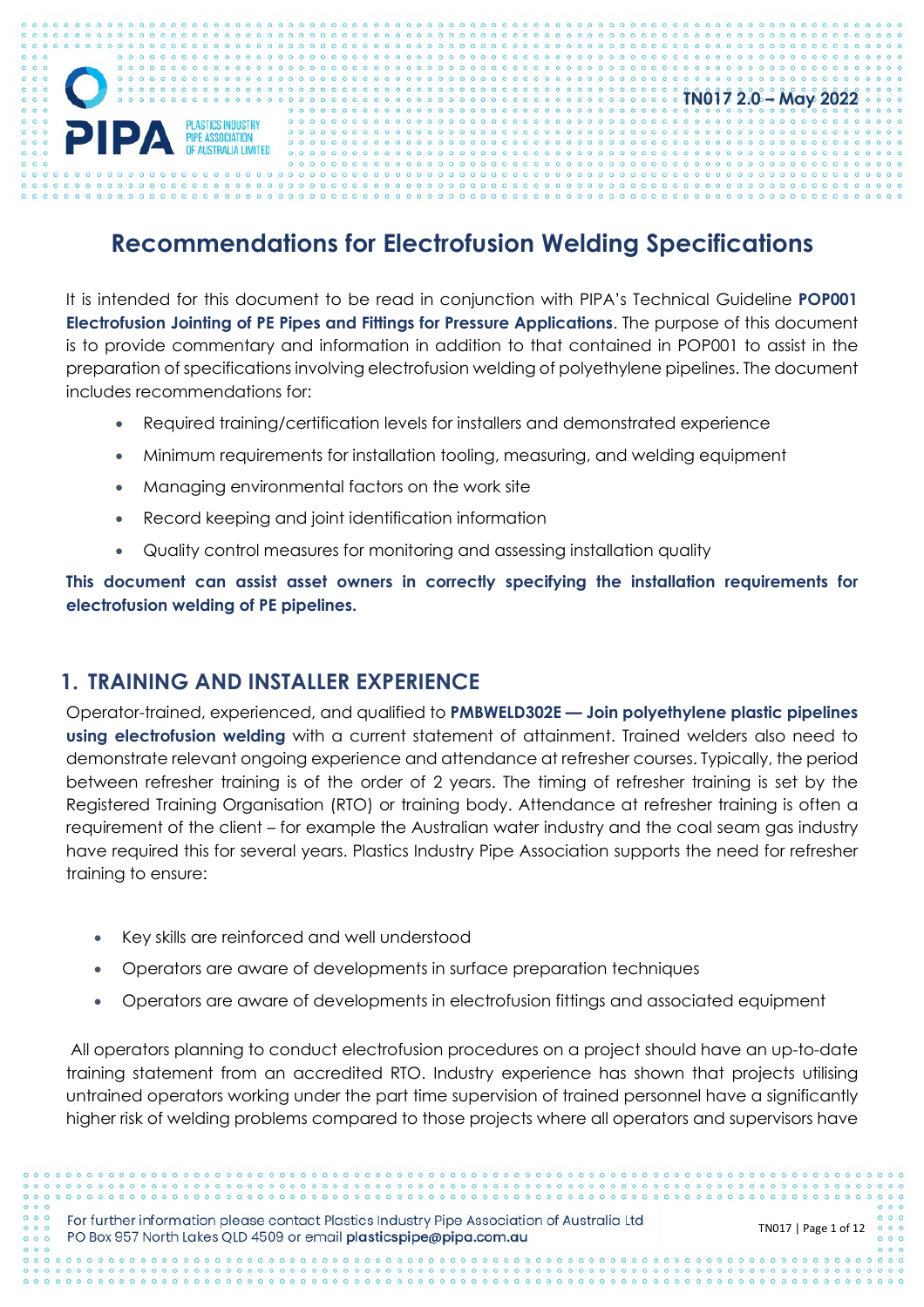TN017 2.0 – May 2022

# Recommendations for Electrofusion Welding Specifications

It is intended for this document to be read in conjunction with PIPA's Technical Guideline **POP001 Electrofusion Jointing of PE Pipes and Fittings for Pressure Applications**. The purpose of this document is to provide commentary and information in addition to that contained in POP001 to assist in the preparation of specifications involving electrofusion welding of polyethylene pipelines. The document includes recommendations for:

- Required training/certification levels for installers and demonstrated experience
- Minimum requirements for installation tooling, measuring, and welding equipment
- Managing environmental factors on the work site
- Record keeping and joint identification information
- Quality control measures for monitoring and assessing installation quality

**This document can assist asset owners in correctly specifying the installation requirements for electrofusion welding of PE pipelines.**

## 1. TRAINING AND INSTALLER EXPERIENCE

Operator-trained, experienced, and qualified to **PMBWELD302E — Join polyethylene plastic pipelines using electrofusion welding** with a current statement of attainment. Trained welders also need to demonstrate relevant ongoing experience and attendance at refresher courses. Typically, the period between refresher training is of the order of 2 years. The timing of refresher training is set by the Registered Training Organisation (RTO) or training body. Attendance at refresher training is often a requirement of the client – for example the Australian water industry and the coal seam gas industry have required this for several years. Plastics Industry Pipe Association supports the need for refresher training to ensure:

- Key skills are reinforced and well understood
- Operators are aware of developments in surface preparation techniques
- Operators are aware of developments in electrofusion fittings and associated equipment

All operators planning to conduct electrofusion procedures on a project should have an up-to-date training statement from an accredited RTO. Industry experience has shown that projects utilising untrained operators working under the part time supervision of trained personnel have a significantly higher risk of welding problems compared to those projects where all operators and supervisors have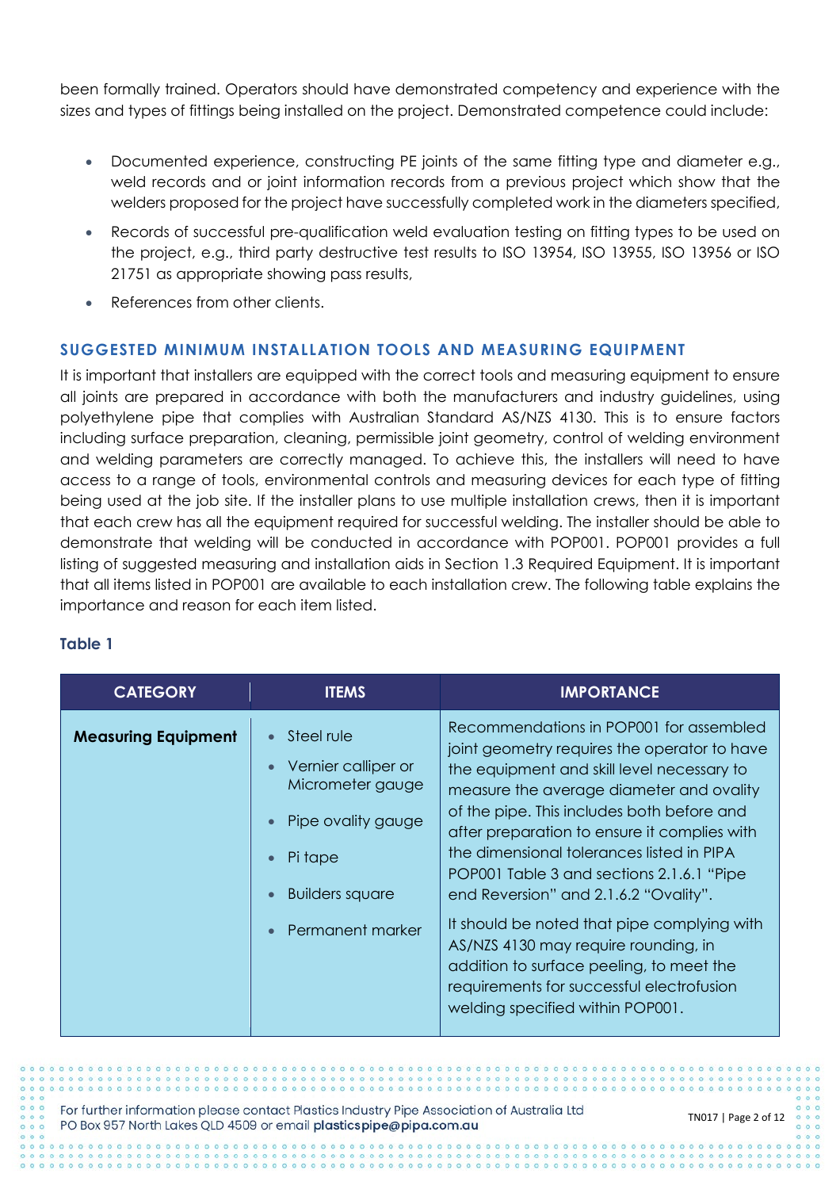been formally trained. Operators should have demonstrated competency and experience with the sizes and types of fittings being installed on the project. Demonstrated competence could include:

- Documented experience, constructing PE joints of the same fitting type and diameter e.g., weld records and or joint information records from a previous project which show that the welders proposed for the project have successfully completed work in the diameters specified,
- Records of successful pre-qualification weld evaluation testing on fitting types to be used on the project, e.g., third party destructive test results to ISO 13954, ISO 13955, ISO 13956 or ISO 21751 as appropriate showing pass results,
- References from other clients.

### SUGGESTED MINIMUM INSTALLATION TOOLS AND MEASURING EQUIPMENT

It is important that installers are equipped with the correct tools and measuring equipment to ensure all joints are prepared in accordance with both the manufacturers and industry guidelines, using polyethylene pipe that complies with Australian Standard AS/NZS 4130. This is to ensure factors including surface preparation, cleaning, permissible joint geometry, control of welding environment and welding parameters are correctly managed. To achieve this, the installers will need to have access to a range of tools, environmental controls and measuring devices for each type of fitting being used at the job site. If the installer plans to use multiple installation crews, then it is important that each crew has all the equipment required for successful welding. The installer should be able to demonstrate that welding will be conducted in accordance with POP001. POP001 provides a full listing of suggested measuring and installation aids in Section 1.3 Required Equipment. It is important that all items listed in POP001 are available to each installation crew. The following table explains the importance and reason for each item listed.

**Table 1**

| CATEGORY | ITEMS | IMPORTANCE |
|---|---|---|
| **Measuring Equipment** | • Steel rule<br>• Vernier calliper or Micrometer gauge<br>• Pipe ovality gauge<br>• Pi tape<br>• Builders square<br>• Permanent marker | Recommendations in POP001 for assembled joint geometry requires the operator to have the equipment and skill level necessary to measure the average diameter and ovality of the pipe. This includes both before and after preparation to ensure it complies with the dimensional tolerances listed in PIPA POP001 Table 3 and sections 2.1.6.1 "Pipe end Reversion" and 2.1.6.2 "Ovality".<br><br>It should be noted that pipe complying with AS/NZS 4130 may require rounding, in addition to surface peeling, to meet the requirements for successful electrofusion welding specified within POP001. |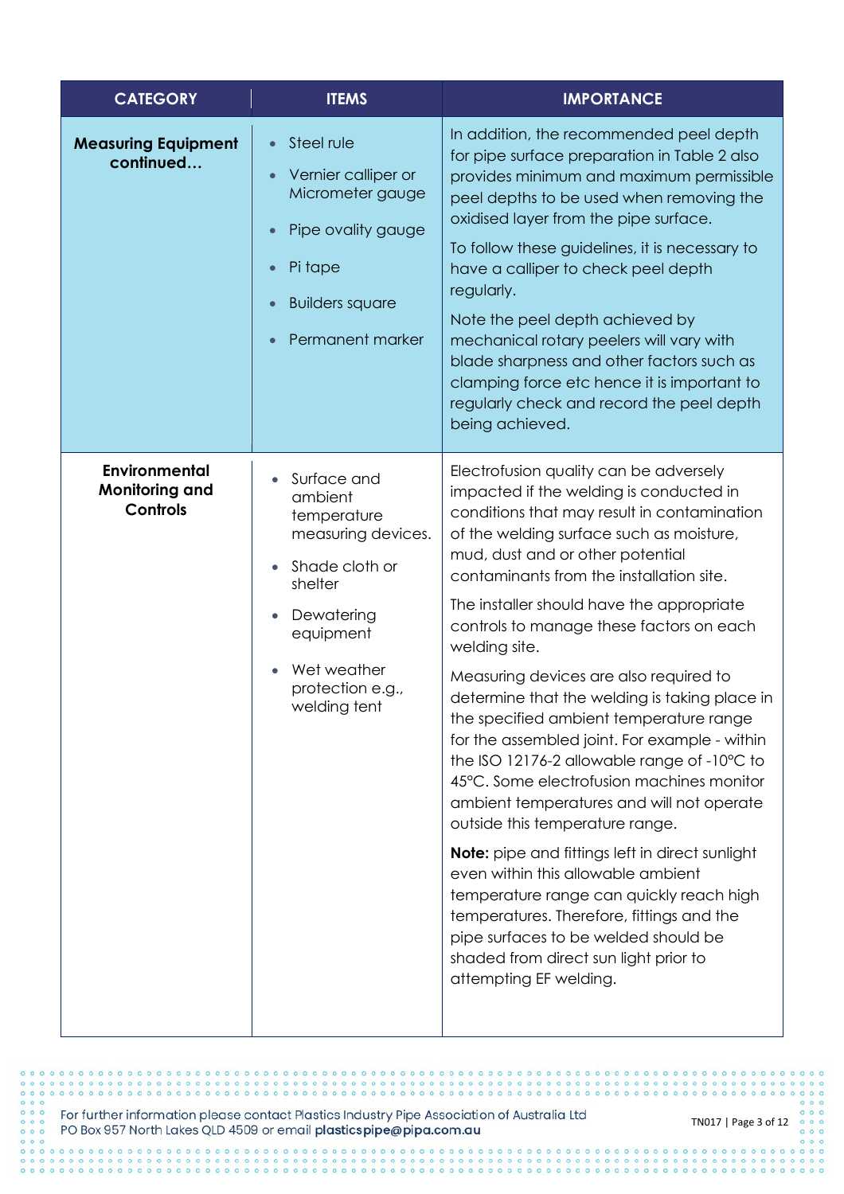| CATEGORY | ITEMS | IMPORTANCE |
|---|---|---|
| **Measuring Equipment continued…** | • Steel rule<br>• Vernier calliper or Micrometer gauge<br>• Pipe ovality gauge<br>• Pi tape<br>• Builders square<br>• Permanent marker | In addition, the recommended peel depth for pipe surface preparation in Table 2 also provides minimum and maximum permissible peel depths to be used when removing the oxidised layer from the pipe surface.<br><br>To follow these guidelines, it is necessary to have a calliper to check peel depth regularly.<br><br>Note the peel depth achieved by mechanical rotary peelers will vary with blade sharpness and other factors such as clamping force etc hence it is important to regularly check and record the peel depth being achieved. |
| **Environmental Monitoring and Controls** | • Surface and ambient temperature measuring devices.<br>• Shade cloth or shelter<br>• Dewatering equipment<br>• Wet weather protection e.g., welding tent | Electrofusion quality can be adversely impacted if the welding is conducted in conditions that may result in contamination of the welding surface such as moisture, mud, dust and or other potential contaminants from the installation site.<br><br>The installer should have the appropriate controls to manage these factors on each welding site.<br><br>Measuring devices are also required to determine that the welding is taking place in the specified ambient temperature range for the assembled joint. For example - within the ISO 12176-2 allowable range of -10°C to 45°C. Some electrofusion machines monitor ambient temperatures and will not operate outside this temperature range.<br><br>**Note:** pipe and fittings left in direct sunlight even within this allowable ambient temperature range can quickly reach high temperatures. Therefore, fittings and the pipe surfaces to be welded should be shaded from direct sun light prior to attempting EF welding. |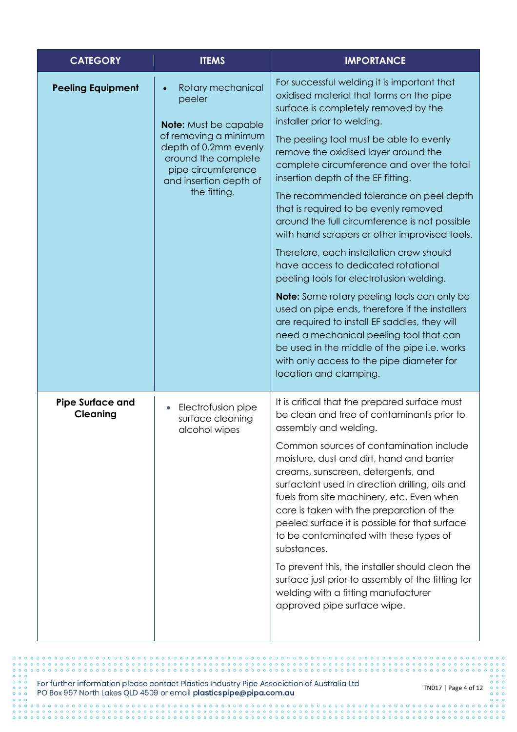| CATEGORY | ITEMS | IMPORTANCE |
|---|---|---|
| **Peeling Equipment** | • Rotary mechanical peeler<br><br>**Note:** Must be capable of removing a minimum depth of 0.2mm evenly around the complete pipe circumference and insertion depth of the fitting. | For successful welding it is important that oxidised material that forms on the pipe surface is completely removed by the installer prior to welding.<br><br>The peeling tool must be able to evenly remove the oxidised layer around the complete circumference and over the total insertion depth of the EF fitting.<br><br>The recommended tolerance on peel depth that is required to be evenly removed around the full circumference is not possible with hand scrapers or other improvised tools.<br><br>Therefore, each installation crew should have access to dedicated rotational peeling tools for electrofusion welding.<br><br>**Note:** Some rotary peeling tools can only be used on pipe ends, therefore if the installers are required to install EF saddles, they will need a mechanical peeling tool that can be used in the middle of the pipe i.e. works with only access to the pipe diameter for location and clamping. |
| **Pipe Surface and Cleaning** | • Electrofusion pipe surface cleaning alcohol wipes | It is critical that the prepared surface must be clean and free of contaminants prior to assembly and welding.<br><br>Common sources of contamination include moisture, dust and dirt, hand and barrier creams, sunscreen, detergents, and surfactant used in direction drilling, oils and fuels from site machinery, etc. Even when care is taken with the preparation of the peeled surface it is possible for that surface to be contaminated with these types of substances.<br><br>To prevent this, the installer should clean the surface just prior to assembly of the fitting for welding with a fitting manufacturer approved pipe surface wipe. |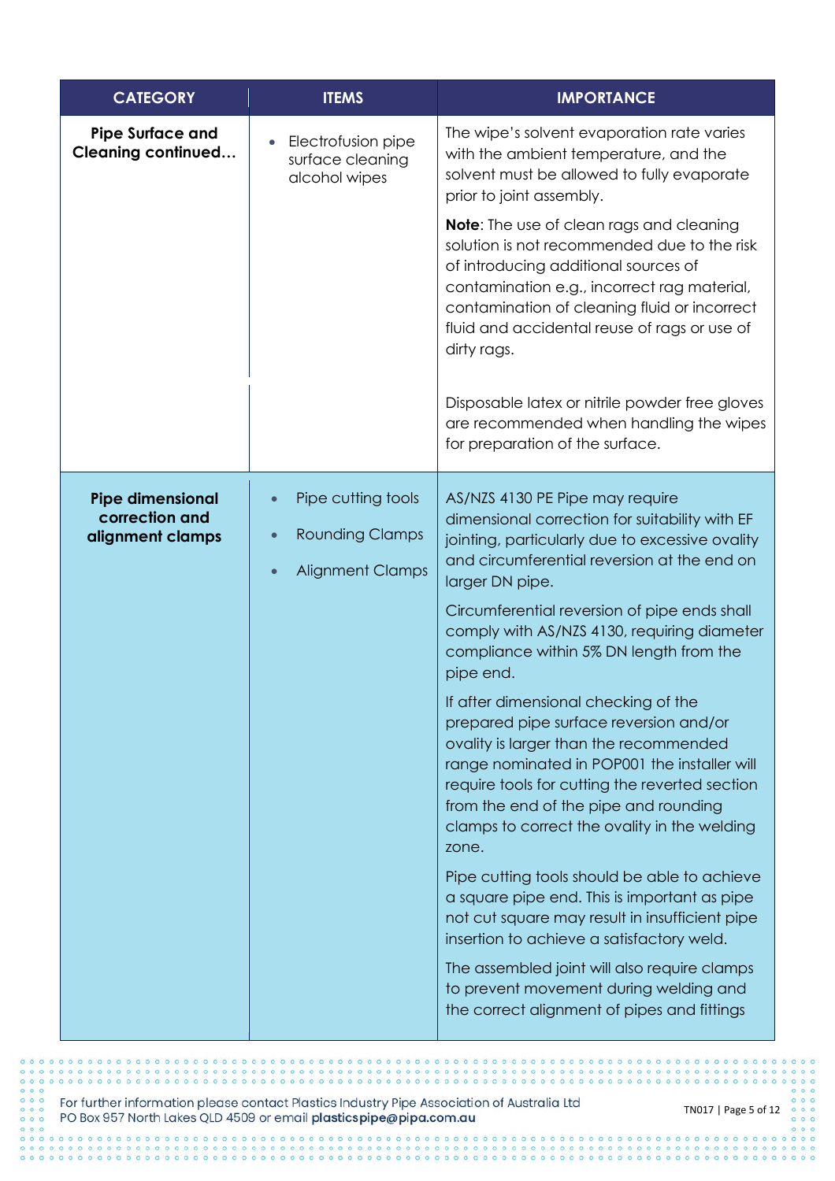| CATEGORY | ITEMS | IMPORTANCE |
|---|---|---|
| **Pipe Surface and Cleaning continued…** | • Electrofusion pipe surface cleaning alcohol wipes | The wipe's solvent evaporation rate varies with the ambient temperature, and the solvent must be allowed to fully evaporate prior to joint assembly.<br><br>**Note**: The use of clean rags and cleaning solution is not recommended due to the risk of introducing additional sources of contamination e.g., incorrect rag material, contamination of cleaning fluid or incorrect fluid and accidental reuse of rags or use of dirty rags.<br><br>Disposable latex or nitrile powder free gloves are recommended when handling the wipes for preparation of the surface. |
| **Pipe dimensional correction and alignment clamps** | • Pipe cutting tools<br>• Rounding Clamps<br>• Alignment Clamps | AS/NZS 4130 PE Pipe may require dimensional correction for suitability with EF jointing, particularly due to excessive ovality and circumferential reversion at the end on larger DN pipe.<br><br>Circumferential reversion of pipe ends shall comply with AS/NZS 4130, requiring diameter compliance within 5% DN length from the pipe end.<br><br>If after dimensional checking of the prepared pipe surface reversion and/or ovality is larger than the recommended range nominated in POP001 the installer will require tools for cutting the reverted section from the end of the pipe and rounding clamps to correct the ovality in the welding zone.<br><br>Pipe cutting tools should be able to achieve a square pipe end. This is important as pipe not cut square may result in insufficient pipe insertion to achieve a satisfactory weld.<br><br>The assembled joint will also require clamps to prevent movement during welding and the correct alignment of pipes and fittings |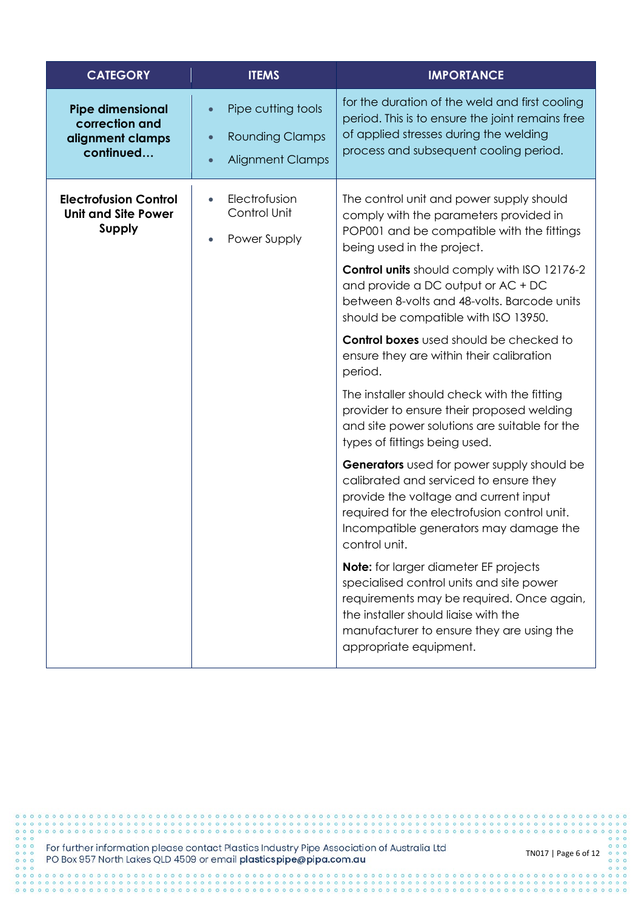| CATEGORY | ITEMS | IMPORTANCE |
|---|---|---|
| **Pipe dimensional correction and alignment clamps continued…** | • Pipe cutting tools<br>• Rounding Clamps<br>• Alignment Clamps | for the duration of the weld and first cooling period. This is to ensure the joint remains free of applied stresses during the welding process and subsequent cooling period. |
| **Electrofusion Control Unit and Site Power Supply** | • Electrofusion Control Unit<br>• Power Supply | The control unit and power supply should comply with the parameters provided in POP001 and be compatible with the fittings being used in the project.<br><br>**Control units** should comply with ISO 12176-2 and provide a DC output or AC + DC between 8-volts and 48-volts. Barcode units should be compatible with ISO 13950.<br><br>**Control boxes** used should be checked to ensure they are within their calibration period.<br><br>The installer should check with the fitting provider to ensure their proposed welding and site power solutions are suitable for the types of fittings being used.<br><br>**Generators** used for power supply should be calibrated and serviced to ensure they provide the voltage and current input required for the electrofusion control unit. Incompatible generators may damage the control unit.<br><br>**Note:** for larger diameter EF projects specialised control units and site power requirements may be required. Once again, the installer should liaise with the manufacturer to ensure they are using the appropriate equipment. |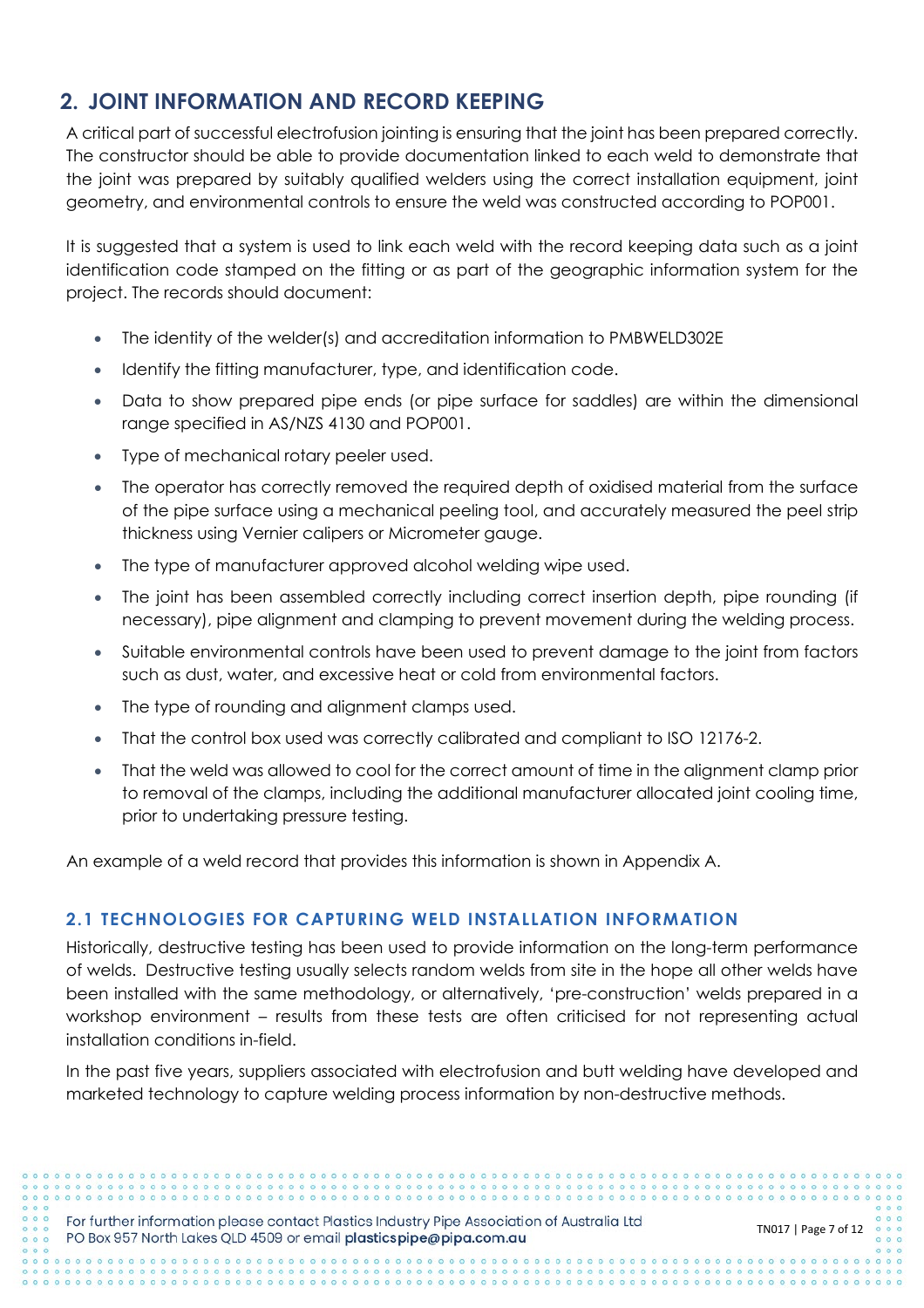## 2. JOINT INFORMATION AND RECORD KEEPING

A critical part of successful electrofusion jointing is ensuring that the joint has been prepared correctly. The constructor should be able to provide documentation linked to each weld to demonstrate that the joint was prepared by suitably qualified welders using the correct installation equipment, joint geometry, and environmental controls to ensure the weld was constructed according to POP001.

It is suggested that a system is used to link each weld with the record keeping data such as a joint identification code stamped on the fitting or as part of the geographic information system for the project. The records should document:

- The identity of the welder(s) and accreditation information to PMBWELD302E
- Identify the fitting manufacturer, type, and identification code.
- Data to show prepared pipe ends (or pipe surface for saddles) are within the dimensional range specified in AS/NZS 4130 and POP001.
- Type of mechanical rotary peeler used.
- The operator has correctly removed the required depth of oxidised material from the surface of the pipe surface using a mechanical peeling tool, and accurately measured the peel strip thickness using Vernier calipers or Micrometer gauge.
- The type of manufacturer approved alcohol welding wipe used.
- The joint has been assembled correctly including correct insertion depth, pipe rounding (if necessary), pipe alignment and clamping to prevent movement during the welding process.
- Suitable environmental controls have been used to prevent damage to the joint from factors such as dust, water, and excessive heat or cold from environmental factors.
- The type of rounding and alignment clamps used.
- That the control box used was correctly calibrated and compliant to ISO 12176-2.
- That the weld was allowed to cool for the correct amount of time in the alignment clamp prior to removal of the clamps, including the additional manufacturer allocated joint cooling time, prior to undertaking pressure testing.

An example of a weld record that provides this information is shown in Appendix A.

### 2.1 TECHNOLOGIES FOR CAPTURING WELD INSTALLATION INFORMATION

Historically, destructive testing has been used to provide information on the long-term performance of welds. Destructive testing usually selects random welds from site in the hope all other welds have been installed with the same methodology, or alternatively, 'pre-construction' welds prepared in a workshop environment – results from these tests are often criticised for not representing actual installation conditions in-field.

In the past five years, suppliers associated with electrofusion and butt welding have developed and marketed technology to capture welding process information by non-destructive methods.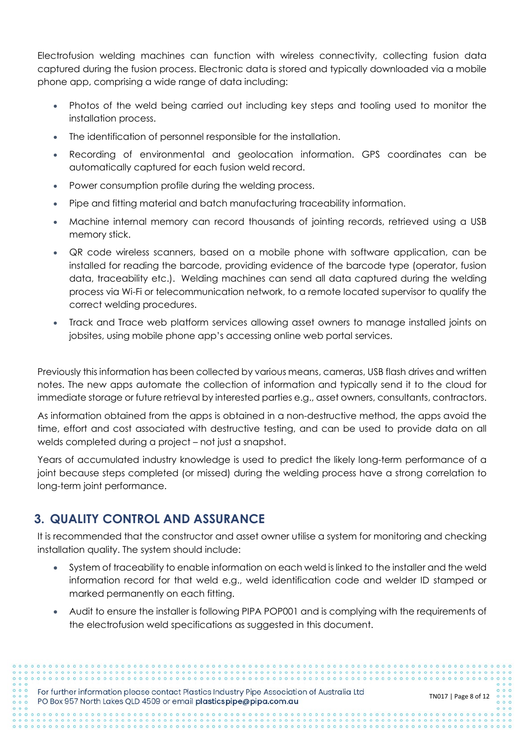Electrofusion welding machines can function with wireless connectivity, collecting fusion data captured during the fusion process. Electronic data is stored and typically downloaded via a mobile phone app, comprising a wide range of data including:

- Photos of the weld being carried out including key steps and tooling used to monitor the installation process.
- The identification of personnel responsible for the installation.
- Recording of environmental and geolocation information. GPS coordinates can be automatically captured for each fusion weld record.
- Power consumption profile during the welding process.
- Pipe and fitting material and batch manufacturing traceability information.
- Machine internal memory can record thousands of jointing records, retrieved using a USB memory stick.
- QR code wireless scanners, based on a mobile phone with software application, can be installed for reading the barcode, providing evidence of the barcode type (operator, fusion data, traceability etc.). Welding machines can send all data captured during the welding process via Wi-Fi or telecommunication network, to a remote located supervisor to qualify the correct welding procedures.
- Track and Trace web platform services allowing asset owners to manage installed joints on jobsites, using mobile phone app's accessing online web portal services.

Previously this information has been collected by various means, cameras, USB flash drives and written notes. The new apps automate the collection of information and typically send it to the cloud for immediate storage or future retrieval by interested parties e.g., asset owners, consultants, contractors.

As information obtained from the apps is obtained in a non-destructive method, the apps avoid the time, effort and cost associated with destructive testing, and can be used to provide data on all welds completed during a project – not just a snapshot.

Years of accumulated industry knowledge is used to predict the likely long-term performance of a joint because steps completed (or missed) during the welding process have a strong correlation to long-term joint performance.

## 3. QUALITY CONTROL AND ASSURANCE

It is recommended that the constructor and asset owner utilise a system for monitoring and checking installation quality. The system should include:

- System of traceability to enable information on each weld is linked to the installer and the weld information record for that weld e.g., weld identification code and welder ID stamped or marked permanently on each fitting.
- Audit to ensure the installer is following PIPA POP001 and is complying with the requirements of the electrofusion weld specifications as suggested in this document.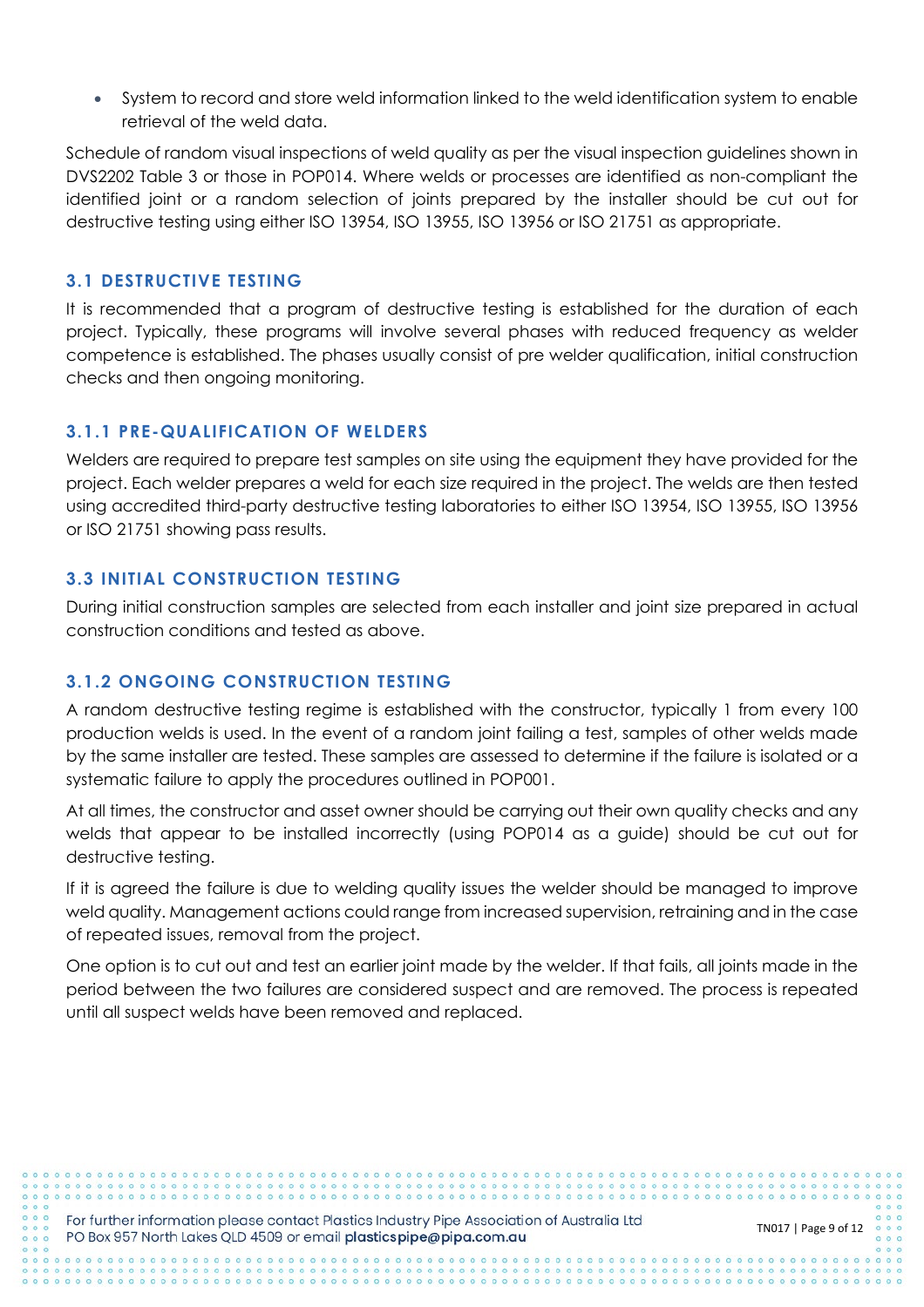- System to record and store weld information linked to the weld identification system to enable retrieval of the weld data.

Schedule of random visual inspections of weld quality as per the visual inspection guidelines shown in DVS2202 Table 3 or those in POP014. Where welds or processes are identified as non-compliant the identified joint or a random selection of joints prepared by the installer should be cut out for destructive testing using either ISO 13954, ISO 13955, ISO 13956 or ISO 21751 as appropriate.

### 3.1 DESTRUCTIVE TESTING

It is recommended that a program of destructive testing is established for the duration of each project. Typically, these programs will involve several phases with reduced frequency as welder competence is established. The phases usually consist of pre welder qualification, initial construction checks and then ongoing monitoring.

#### 3.1.1 PRE-QUALIFICATION OF WELDERS

Welders are required to prepare test samples on site using the equipment they have provided for the project. Each welder prepares a weld for each size required in the project. The welds are then tested using accredited third-party destructive testing laboratories to either ISO 13954, ISO 13955, ISO 13956 or ISO 21751 showing pass results.

### 3.3 INITIAL CONSTRUCTION TESTING

During initial construction samples are selected from each installer and joint size prepared in actual construction conditions and tested as above.

#### 3.1.2 ONGOING CONSTRUCTION TESTING

A random destructive testing regime is established with the constructor, typically 1 from every 100 production welds is used. In the event of a random joint failing a test, samples of other welds made by the same installer are tested. These samples are assessed to determine if the failure is isolated or a systematic failure to apply the procedures outlined in POP001.

At all times, the constructor and asset owner should be carrying out their own quality checks and any welds that appear to be installed incorrectly (using POP014 as a guide) should be cut out for destructive testing.

If it is agreed the failure is due to welding quality issues the welder should be managed to improve weld quality. Management actions could range from increased supervision, retraining and in the case of repeated issues, removal from the project.

One option is to cut out and test an earlier joint made by the welder. If that fails, all joints made in the period between the two failures are considered suspect and are removed. The process is repeated until all suspect welds have been removed and replaced.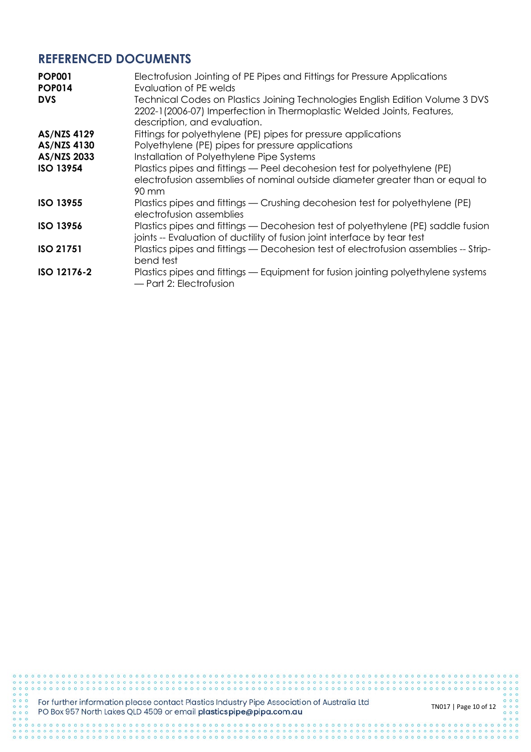## REFERENCED DOCUMENTS

| | |
|---|---|
| **POP001** | Electrofusion Jointing of PE Pipes and Fittings for Pressure Applications |
| **POP014** | Evaluation of PE welds |
| **DVS** | Technical Codes on Plastics Joining Technologies English Edition Volume 3 DVS 2202-1(2006-07) Imperfection in Thermoplastic Welded Joints, Features, description, and evaluation. |
| **AS/NZS 4129** | Fittings for polyethylene (PE) pipes for pressure applications |
| **AS/NZS 4130** | Polyethylene (PE) pipes for pressure applications |
| **AS/NZS 2033** | Installation of Polyethylene Pipe Systems |
| **ISO 13954** | Plastics pipes and fittings — Peel decohesion test for polyethylene (PE) electrofusion assemblies of nominal outside diameter greater than or equal to 90 mm |
| **ISO 13955** | Plastics pipes and fittings — Crushing decohesion test for polyethylene (PE) electrofusion assemblies |
| **ISO 13956** | Plastics pipes and fittings — Decohesion test of polyethylene (PE) saddle fusion joints -- Evaluation of ductility of fusion joint interface by tear test |
| **ISO 21751** | Plastics pipes and fittings — Decohesion test of electrofusion assemblies -- Strip-bend test |
| **ISO 12176-2** | Plastics pipes and fittings — Equipment for fusion jointing polyethylene systems — Part 2: Electrofusion |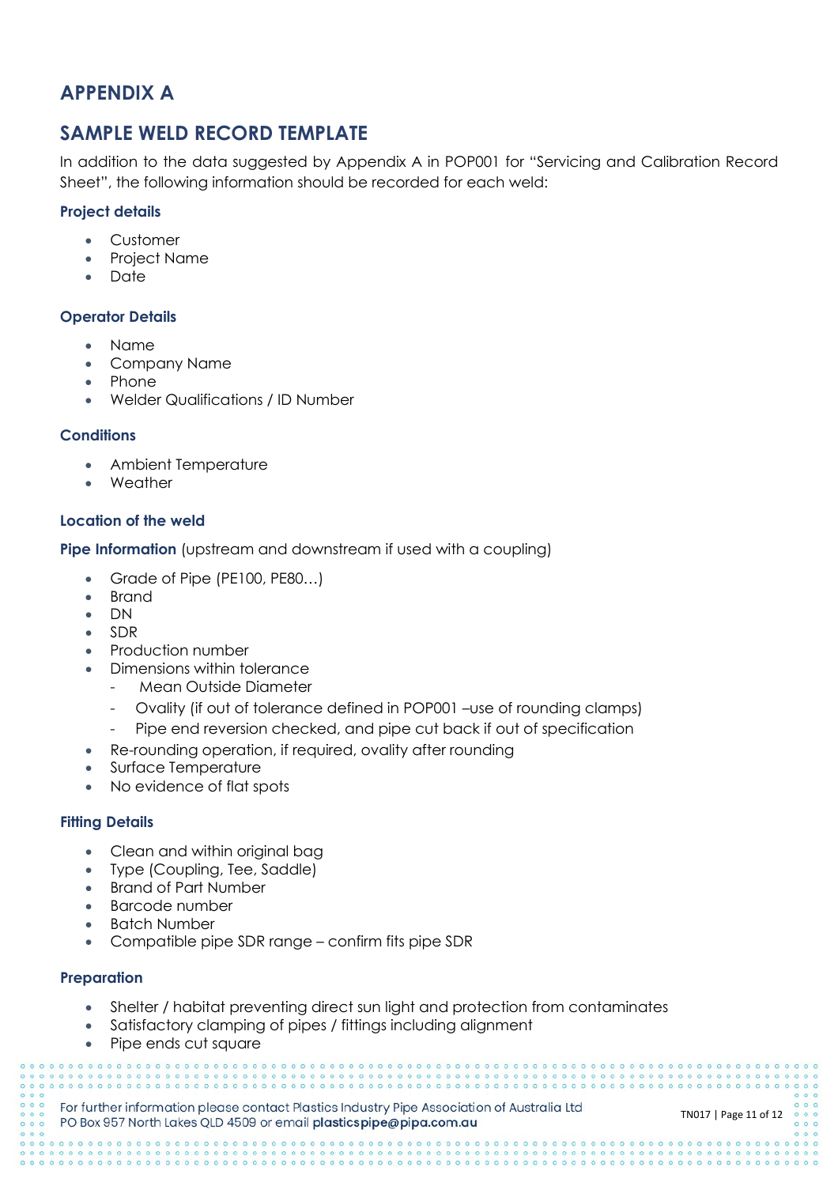# APPENDIX A

# SAMPLE WELD RECORD TEMPLATE

In addition to the data suggested by Appendix A in POP001 for "Servicing and Calibration Record Sheet", the following information should be recorded for each weld:

### Project details

- Customer
- Project Name
- Date

### Operator Details

- Name
- Company Name
- Phone
- Welder Qualifications / ID Number

### Conditions

- Ambient Temperature
- Weather

### Location of the weld

**Pipe Information** (upstream and downstream if used with a coupling)

- Grade of Pipe (PE100, PE80…)
- Brand
- DN
- SDR
- Production number
- Dimensions within tolerance
  - Mean Outside Diameter
  - Ovality (if out of tolerance defined in POP001 –use of rounding clamps)
  - Pipe end reversion checked, and pipe cut back if out of specification
- Re-rounding operation, if required, ovality after rounding
- Surface Temperature
- No evidence of flat spots

### Fitting Details

- Clean and within original bag
- Type (Coupling, Tee, Saddle)
- Brand of Part Number
- Barcode number
- Batch Number
- Compatible pipe SDR range – confirm fits pipe SDR

### Preparation

- Shelter / habitat preventing direct sun light and protection from contaminates
- Satisfactory clamping of pipes / fittings including alignment
- Pipe ends cut square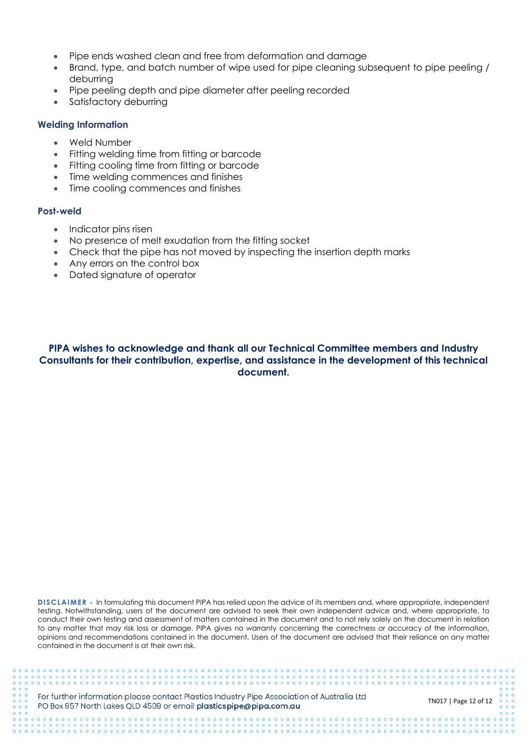- Pipe ends washed clean and free from deformation and damage
- Brand, type, and batch number of wipe used for pipe cleaning subsequent to pipe peeling / deburring
- Pipe peeling depth and pipe diameter after peeling recorded
- Satisfactory deburring

### Welding Information

- Weld Number
- Fitting welding time from fitting or barcode
- Fitting cooling time from fitting or barcode
- Time welding commences and finishes
- Time cooling commences and finishes

### Post-weld

- Indicator pins risen
- No presence of melt exudation from the fitting socket
- Check that the pipe has not moved by inspecting the insertion depth marks
- Any errors on the control box
- Dated signature of operator

**PIPA wishes to acknowledge and thank all our Technical Committee members and Industry Consultants for their contribution, expertise, and assistance in the development of this technical document.**

**DISCLAIMER -** In formulating this document PIPA has relied upon the advice of its members and, where appropriate, independent testing. Notwithstanding, users of the document are advised to seek their own independent advice and, where appropriate, to conduct their own testing and assessment of matters contained in the document and to not rely solely on the document in relation to any matter that may risk loss or damage. PIPA gives no warranty concerning the correctness or accuracy of the information, opinions and recommendations contained in the document. Users of the document are advised that their reliance on any matter contained in the document is at their own risk.

For further information please contact Plastics Industry Pipe Association of Australia Ltd
PO Box 957 North Lakes QLD 4509 or email **plasticspipe@pipa.com.au**